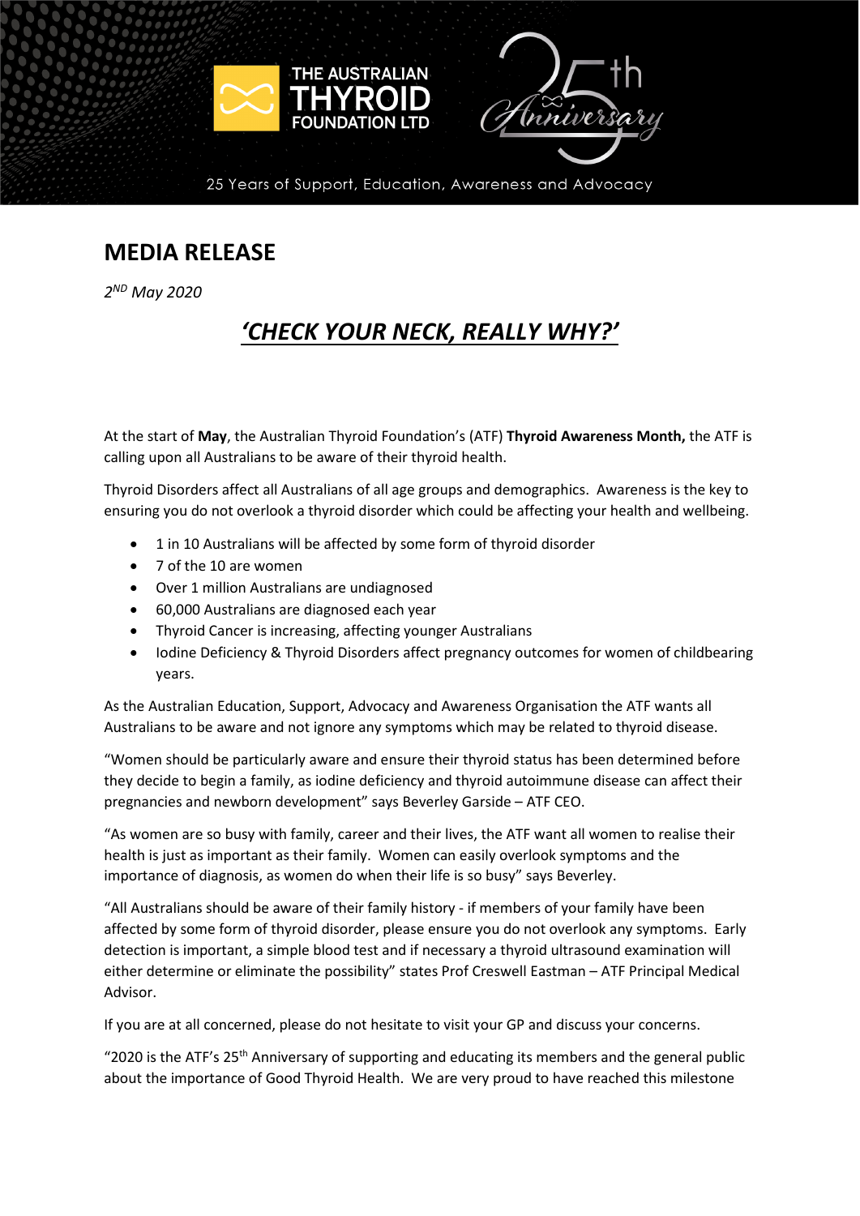THE AUSTRALIAN THYROID FOUNDATION LTD

25th Anniversary

25 Years of Support, Education, Awareness and Advocacy

# MEDIA RELEASE

*2ND May 2020*

## *'CHECK YOUR NECK, REALLY WHY?'*

At the start of **May**, the Australian Thyroid Foundation's (ATF) **Thyroid Awareness Month,** the ATF is calling upon all Australians to be aware of their thyroid health.

Thyroid Disorders affect all Australians of all age groups and demographics. Awareness is the key to ensuring you do not overlook a thyroid disorder which could be affecting your health and wellbeing.

- 1 in 10 Australians will be affected by some form of thyroid disorder
- 7 of the 10 are women
- Over 1 million Australians are undiagnosed
- 60,000 Australians are diagnosed each year
- Thyroid Cancer is increasing, affecting younger Australians
- Iodine Deficiency & Thyroid Disorders affect pregnancy outcomes for women of childbearing years.

As the Australian Education, Support, Advocacy and Awareness Organisation the ATF wants all Australians to be aware and not ignore any symptoms which may be related to thyroid disease.

"Women should be particularly aware and ensure their thyroid status has been determined before they decide to begin a family, as iodine deficiency and thyroid autoimmune disease can affect their pregnancies and newborn development" says Beverley Garside – ATF CEO.

"As women are so busy with family, career and their lives, the ATF want all women to realise their health is just as important as their family. Women can easily overlook symptoms and the importance of diagnosis, as women do when their life is so busy" says Beverley.

"All Australians should be aware of their family history - if members of your family have been affected by some form of thyroid disorder, please ensure you do not overlook any symptoms. Early detection is important, a simple blood test and if necessary a thyroid ultrasound examination will either determine or eliminate the possibility" states Prof Creswell Eastman – ATF Principal Medical Advisor.

If you are at all concerned, please do not hesitate to visit your GP and discuss your concerns.

"2020 is the ATF's 25th Anniversary of supporting and educating its members and the general public about the importance of Good Thyroid Health. We are very proud to have reached this milestone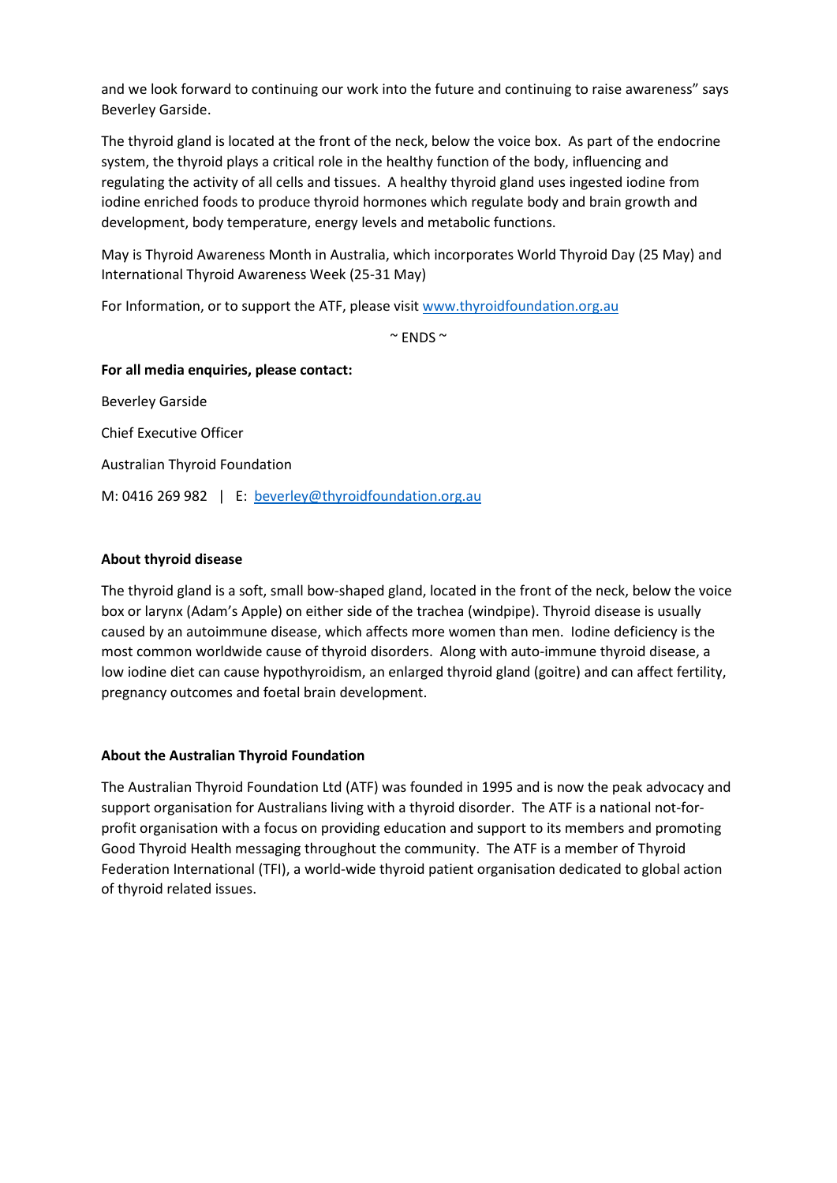and we look forward to continuing our work into the future and continuing to raise awareness" says Beverley Garside.

The thyroid gland is located at the front of the neck, below the voice box. As part of the endocrine system, the thyroid plays a critical role in the healthy function of the body, influencing and regulating the activity of all cells and tissues. A healthy thyroid gland uses ingested iodine from iodine enriched foods to produce thyroid hormones which regulate body and brain growth and development, body temperature, energy levels and metabolic functions.

May is Thyroid Awareness Month in Australia, which incorporates World Thyroid Day (25 May) and International Thyroid Awareness Week (25-31 May)

For Information, or to support the ATF, please visit [www.thyroidfoundation.org.au](http://www.thyroidfoundation.org.au)

~ ENDS ~

**For all media enquiries, please contact:**

Beverley Garside

Chief Executive Officer

Australian Thyroid Foundation

M: 0416 269 982 | E: [beverley@thyroidfoundation.org.au](mailto:beverley@thyroidfoundation.org.au)

**About thyroid disease**

The thyroid gland is a soft, small bow-shaped gland, located in the front of the neck, below the voice box or larynx (Adam's Apple) on either side of the trachea (windpipe). Thyroid disease is usually caused by an autoimmune disease, which affects more women than men. Iodine deficiency is the most common worldwide cause of thyroid disorders. Along with auto-immune thyroid disease, a low iodine diet can cause hypothyroidism, an enlarged thyroid gland (goitre) and can affect fertility, pregnancy outcomes and foetal brain development.

**About the Australian Thyroid Foundation**

The Australian Thyroid Foundation Ltd (ATF) was founded in 1995 and is now the peak advocacy and support organisation for Australians living with a thyroid disorder. The ATF is a national not-for-profit organisation with a focus on providing education and support to its members and promoting Good Thyroid Health messaging throughout the community. The ATF is a member of Thyroid Federation International (TFI), a world-wide thyroid patient organisation dedicated to global action of thyroid related issues.